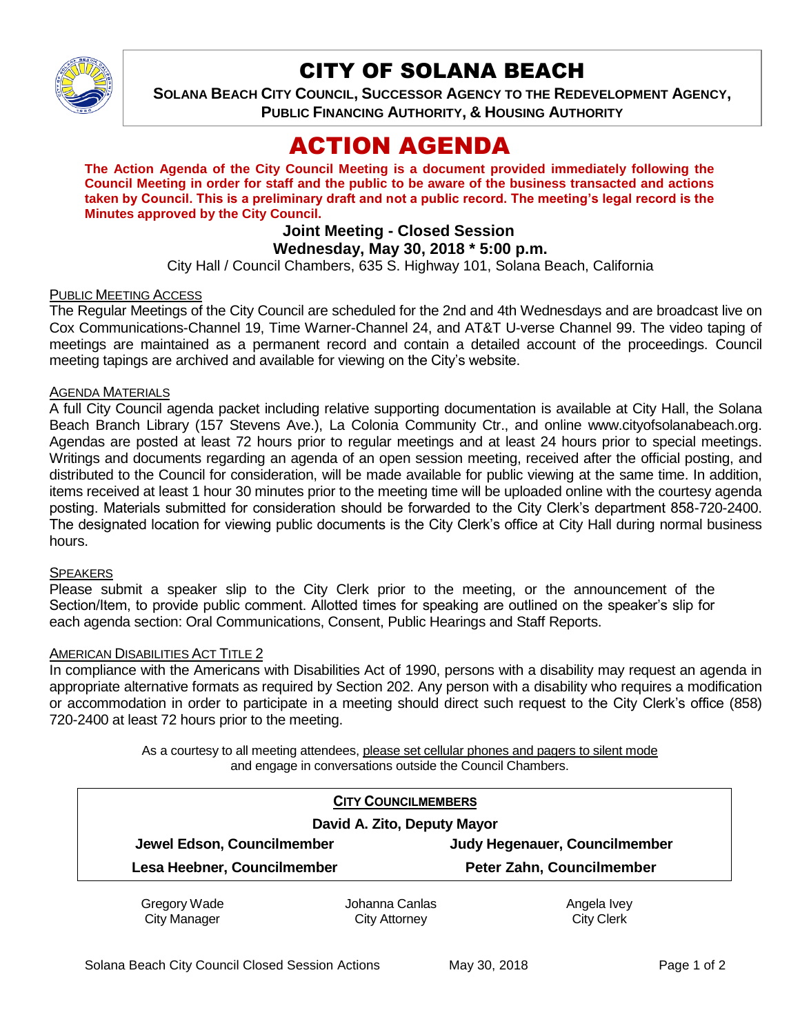# CITY OF SOLANA BEACH

**SOLANA BEACH CITY COUNCIL, SUCCESSOR AGENCY TO THE REDEVELOPMENT AGENCY, PUBLIC FINANCING AUTHORITY, & HOUSING AUTHORITY**

# ACTION AGENDA

**The Action Agenda of the City Council Meeting is a document provided immediately following the Council Meeting in order for staff and the public to be aware of the business transacted and actions taken by Council. This is a preliminary draft and not a public record. The meeting's legal record is the Minutes approved by the City Council.**

### Joint Meeting - Closed Session
### Wednesday, May 30, 2018 * 5:00 p.m.

City Hall / Council Chambers, 635 S. Highway 101, Solana Beach, California

PUBLIC MEETING ACCESS

The Regular Meetings of the City Council are scheduled for the 2nd and 4th Wednesdays and are broadcast live on Cox Communications-Channel 19, Time Warner-Channel 24, and AT&T U-verse Channel 99. The video taping of meetings are maintained as a permanent record and contain a detailed account of the proceedings. Council meeting tapings are archived and available for viewing on the City's website.

AGENDA MATERIALS

A full City Council agenda packet including relative supporting documentation is available at City Hall, the Solana Beach Branch Library (157 Stevens Ave.), La Colonia Community Ctr., and online www.cityofsolanabeach.org. Agendas are posted at least 72 hours prior to regular meetings and at least 24 hours prior to special meetings. Writings and documents regarding an agenda of an open session meeting, received after the official posting, and distributed to the Council for consideration, will be made available for public viewing at the same time. In addition, items received at least 1 hour 30 minutes prior to the meeting time will be uploaded online with the courtesy agenda posting. Materials submitted for consideration should be forwarded to the City Clerk's department 858-720-2400. The designated location for viewing public documents is the City Clerk's office at City Hall during normal business hours.

SPEAKERS

Please submit a speaker slip to the City Clerk prior to the meeting, or the announcement of the Section/Item, to provide public comment. Allotted times for speaking are outlined on the speaker's slip for each agenda section: Oral Communications, Consent, Public Hearings and Staff Reports.

AMERICAN DISABILITIES ACT TITLE 2

In compliance with the Americans with Disabilities Act of 1990, persons with a disability may request an agenda in appropriate alternative formats as required by Section 202. Any person with a disability who requires a modification or accommodation in order to participate in a meeting should direct such request to the City Clerk's office (858) 720-2400 at least 72 hours prior to the meeting.

As a courtesy to all meeting attendees, please set cellular phones and pagers to silent mode and engage in conversations outside the Council Chambers.

**CITY COUNCILMEMBERS**

**David A. Zito, Deputy Mayor**

| | |
|---|---|
| **Jewel Edson, Councilmember** | **Judy Hegenauer, Councilmember** |
| **Lesa Heebner, Councilmember** | **Peter Zahn, Councilmember** |

| | | |
|---|---|---|
| Gregory Wade<br>City Manager | Johanna Canlas<br>City Attorney | Angela Ivey<br>City Clerk |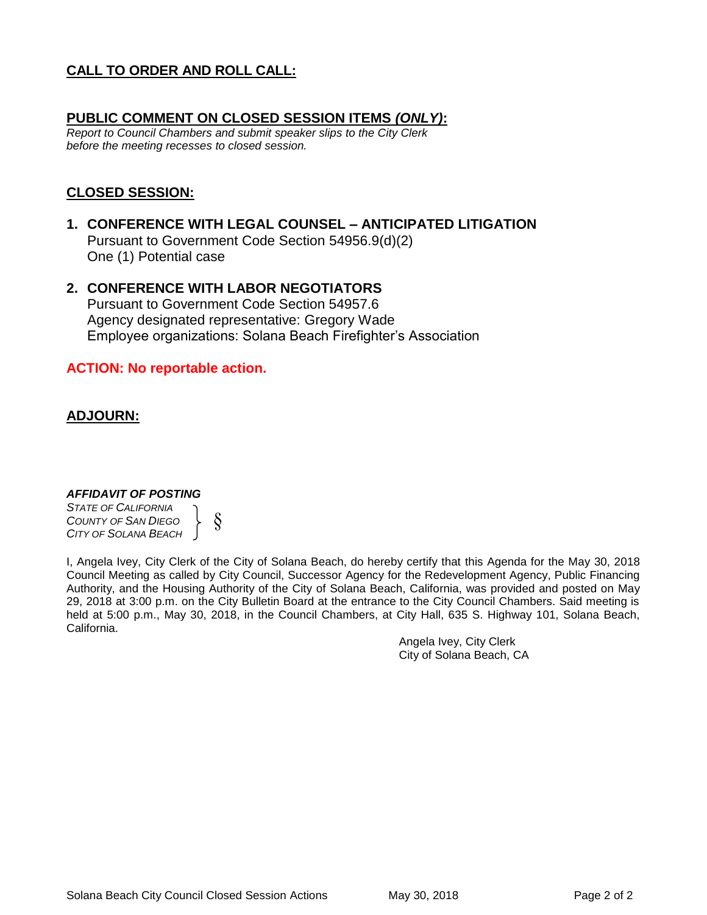## CALL TO ORDER AND ROLL CALL:

## PUBLIC COMMENT ON CLOSED SESSION ITEMS *(ONLY)*:

*Report to Council Chambers and submit speaker slips to the City Clerk before the meeting recesses to closed session.*

## CLOSED SESSION:

**1. CONFERENCE WITH LEGAL COUNSEL – ANTICIPATED LITIGATION**
Pursuant to Government Code Section 54956.9(d)(2)
One (1) Potential case

**2. CONFERENCE WITH LABOR NEGOTIATORS**
Pursuant to Government Code Section 54957.6
Agency designated representative: Gregory Wade
Employee organizations: Solana Beach Firefighter's Association

**ACTION: No reportable action.**

## ADJOURN:

***AFFIDAVIT OF POSTING***

*STATE OF CALIFORNIA*
*COUNTY OF SAN DIEGO* } §
*CITY OF SOLANA BEACH*

I, Angela Ivey, City Clerk of the City of Solana Beach, do hereby certify that this Agenda for the May 30, 2018 Council Meeting as called by City Council, Successor Agency for the Redevelopment Agency, Public Financing Authority, and the Housing Authority of the City of Solana Beach, California, was provided and posted on May 29, 2018 at 3:00 p.m. on the City Bulletin Board at the entrance to the City Council Chambers. Said meeting is held at 5:00 p.m., May 30, 2018, in the Council Chambers, at City Hall, 635 S. Highway 101, Solana Beach, California.

Angela Ivey, City Clerk
City of Solana Beach, CA